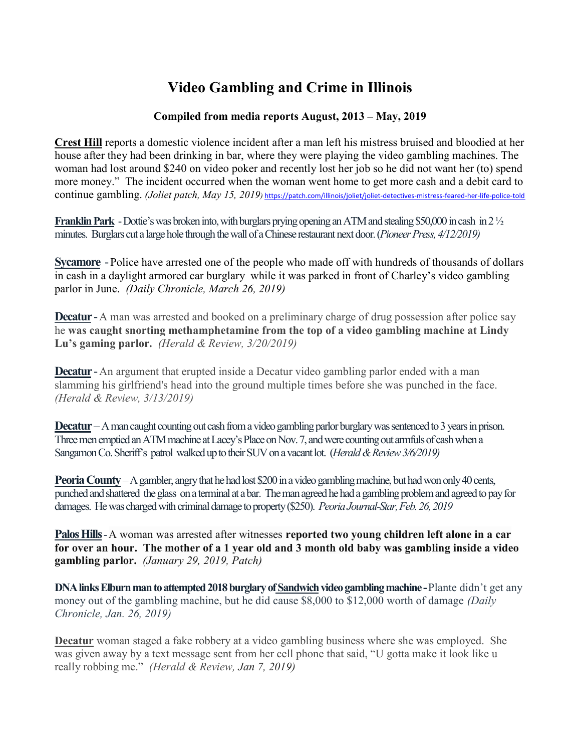# Video Gambling and Crime in Illinois

### Compiled from media reports August, 2013 – May, 2019

**Crest Hill** reports a domestic violence incident after a man left his mistress bruised and bloodied at her house after they had been drinking in bar, where they were playing the video gambling machines. The woman had lost around $240 on video poker and recently lost her job so he did not want her (to) spend more money." The incident occurred when the woman went home to get more cash and a debit card to continue gambling. *(Joliet patch, May 15, 2019)* https://patch.com/illinois/joliet/joliet-detectives-mistress-feared-her-life-police-told

**Franklin Park** - Dottie's was broken into, with burglars prying opening an ATM and stealing $50,000 in cash in 2 ½ minutes. Burglars cut a large hole through the wall of a Chinese restaurant next door. (*Pioneer Press, 4/12/2019)*

**Sycamore** - Police have arrested one of the people who made off with hundreds of thousands of dollars in cash in a daylight armored car burglary while it was parked in front of Charley's video gambling parlor in June. *(Daily Chronicle, March 26, 2019)*

**Decatur** - A man was arrested and booked on a preliminary charge of drug possession after police say he **was caught snorting methamphetamine from the top of a video gambling machine at Lindy Lu's gaming parlor.** *(Herald & Review, 3/20/2019)*

**Decatur** - An argument that erupted inside a Decatur video gambling parlor ended with a man slamming his girlfriend's head into the ground multiple times before she was punched in the face. *(Herald & Review, 3/13/2019)*

**Decatur** – A man caught counting out cash from a video gambling parlor burglary was sentenced to 3 years in prison. Three men emptied an ATM machine at Lacey's Place on Nov. 7, and were counting out armfuls of cash when a Sangamon Co. Sheriff's patrol walked up to their SUV on a vacant lot. (*Herald & Review 3/6/2019)*

**Peoria County** – A gambler, angry that he had lost $200 in a video gambling machine, but had won only 40 cents, punched and shattered the glass on a terminal at a bar. The man agreed he had a gambling problem and agreed to pay for damages. He was charged with criminal damage to property ($250). *Peoria Journal-Star, Feb. 26, 2019*

**Palos Hills** - A woman was arrested after witnesses **reported two young children left alone in a car for over an hour. The mother of a 1 year old and 3 month old baby was gambling inside a video gambling parlor.** *(January 29, 2019, Patch)*

**DNA links Elburn man to attempted 2018 burglary of Sandwich video gambling machine -** Plante didn't get any money out of the gambling machine, but he did cause $8,000 to $12,000 worth of damage *(Daily Chronicle, Jan. 26, 2019)*

**Decatur** woman staged a fake robbery at a video gambling business where she was employed. She was given away by a text message sent from her cell phone that said, "U gotta make it look like u really robbing me." *(Herald & Review, Jan 7, 2019)*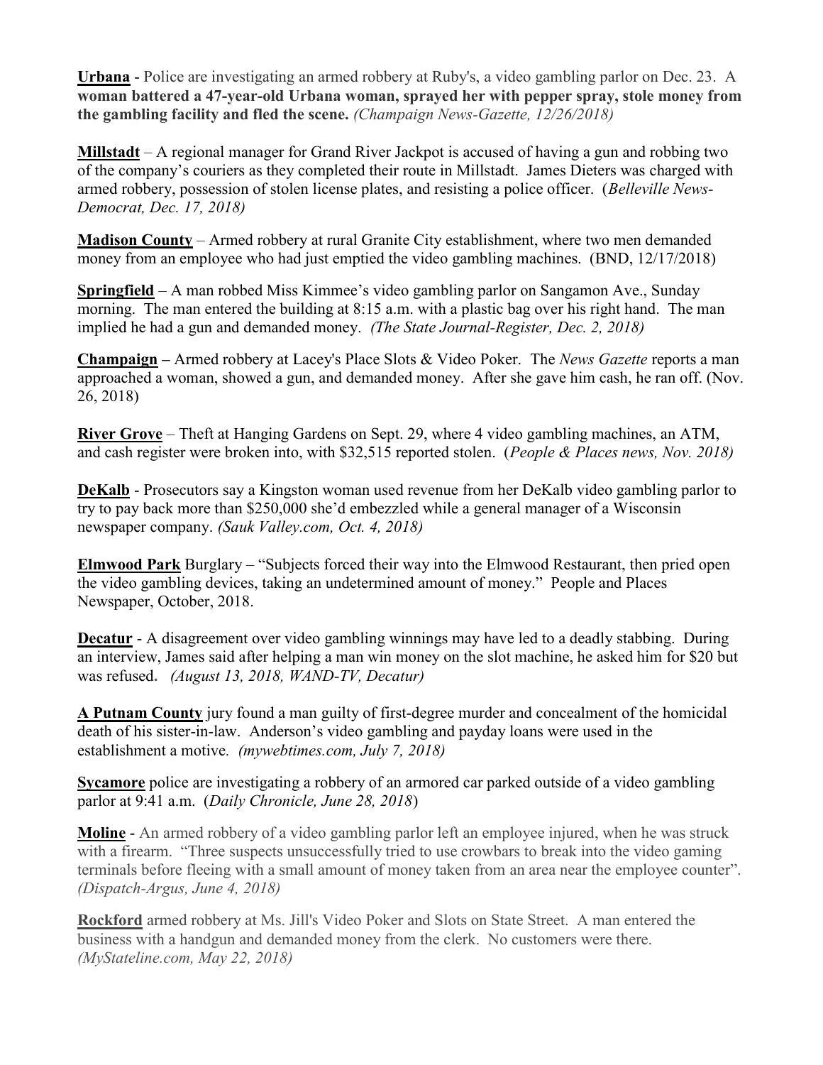**Urbana** - Police are investigating an armed robbery at Ruby's, a video gambling parlor on Dec. 23. A **woman battered a 47-year-old Urbana woman, sprayed her with pepper spray, stole money from the gambling facility and fled the scene.** *(Champaign News-Gazette, 12/26/2018)*

**Millstadt** – A regional manager for Grand River Jackpot is accused of having a gun and robbing two of the company's couriers as they completed their route in Millstadt. James Dieters was charged with armed robbery, possession of stolen license plates, and resisting a police officer. (*Belleville News-Democrat, Dec. 17, 2018)*

**Madison County** – Armed robbery at rural Granite City establishment, where two men demanded money from an employee who had just emptied the video gambling machines. (BND, 12/17/2018)

**Springfield** – A man robbed Miss Kimmee's video gambling parlor on Sangamon Ave., Sunday morning. The man entered the building at 8:15 a.m. with a plastic bag over his right hand. The man implied he had a gun and demanded money. *(The State Journal-Register, Dec. 2, 2018)*

**Champaign –** Armed robbery at Lacey's Place Slots & Video Poker. The *News Gazette* reports a man approached a woman, showed a gun, and demanded money. After she gave him cash, he ran off. (Nov. 26, 2018)

**River Grove** – Theft at Hanging Gardens on Sept. 29, where 4 video gambling machines, an ATM, and cash register were broken into, with $32,515 reported stolen. (*People & Places news, Nov. 2018)*

**DeKalb** - Prosecutors say a Kingston woman used revenue from her DeKalb video gambling parlor to try to pay back more than $250,000 she'd embezzled while a general manager of a Wisconsin newspaper company. *(Sauk Valley.com, Oct. 4, 2018)*

**Elmwood Park** Burglary – "Subjects forced their way into the Elmwood Restaurant, then pried open the video gambling devices, taking an undetermined amount of money." People and Places Newspaper, October, 2018.

**Decatur** - A disagreement over video gambling winnings may have led to a deadly stabbing. During an interview, James said after helping a man win money on the slot machine, he asked him for $20 but was refused. *(August 13, 2018, WAND-TV, Decatur)*

**A Putnam County** jury found a man guilty of first-degree murder and concealment of the homicidal death of his sister-in-law. Anderson's video gambling and payday loans were used in the establishment a motive. *(mywebtimes.com, July 7, 2018)*

**Sycamore** police are investigating a robbery of an armored car parked outside of a video gambling parlor at 9:41 a.m. (*Daily Chronicle, June 28, 2018*)

**Moline** - An armed robbery of a video gambling parlor left an employee injured, when he was struck with a firearm. "Three suspects unsuccessfully tried to use crowbars to break into the video gaming terminals before fleeing with a small amount of money taken from an area near the employee counter". *(Dispatch-Argus, June 4, 2018)*

**Rockford** armed robbery at Ms. Jill's Video Poker and Slots on State Street. A man entered the business with a handgun and demanded money from the clerk. No customers were there. *(MyStateline.com, May 22, 2018)*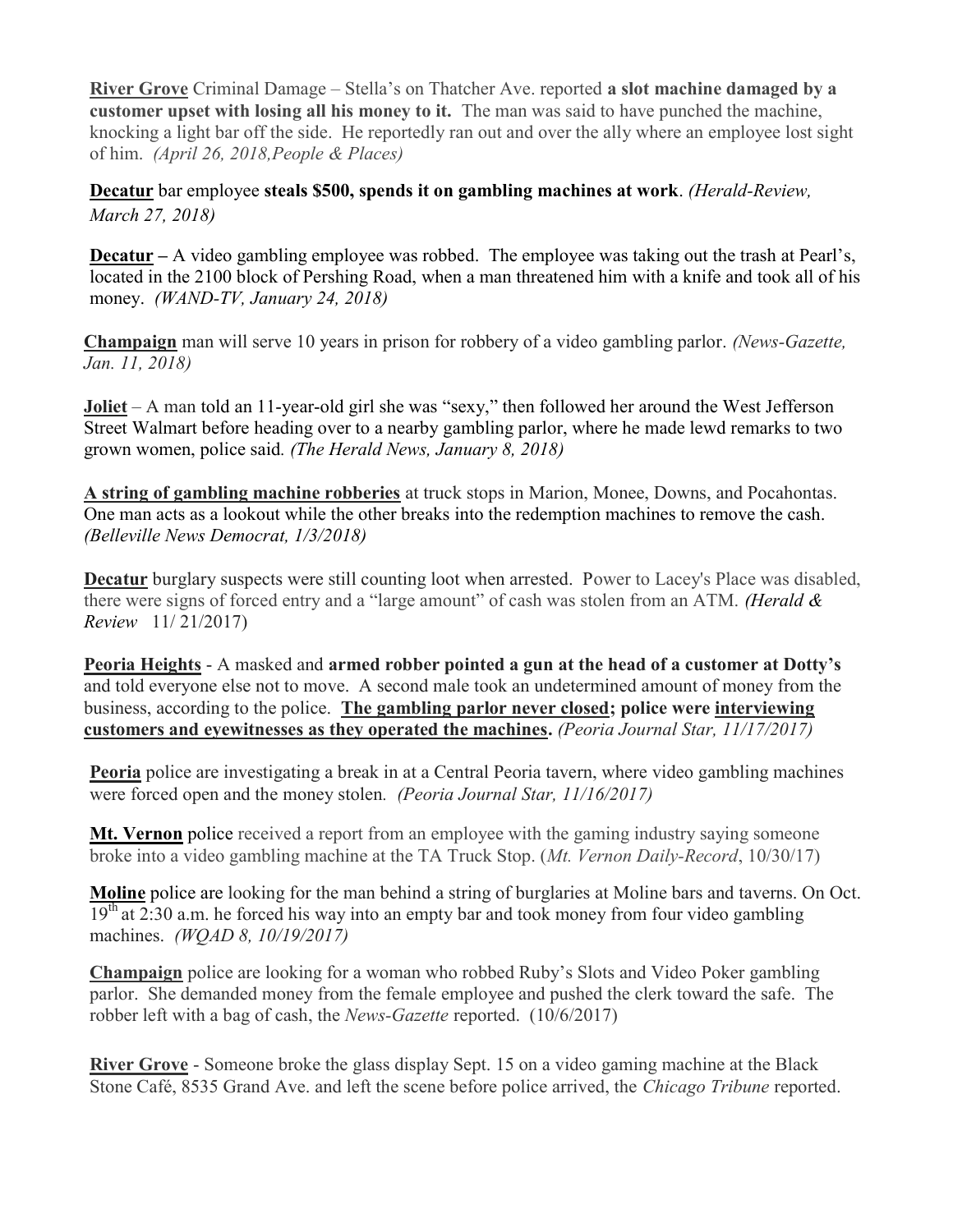**River Grove** Criminal Damage – Stella's on Thatcher Ave. reported **a slot machine damaged by a customer upset with losing all his money to it.** The man was said to have punched the machine, knocking a light bar off the side. He reportedly ran out and over the ally where an employee lost sight of him. *(April 26, 2018,People & Places)*

**Decatur** bar employee **steals $500, spends it on gambling machines at work**. *(Herald-Review, March 27, 2018)*

**Decatur –** A video gambling employee was robbed. The employee was taking out the trash at Pearl's, located in the 2100 block of Pershing Road, when a man threatened him with a knife and took all of his money. *(WAND-TV, January 24, 2018)*

**Champaign** man will serve 10 years in prison for robbery of a video gambling parlor. *(News-Gazette, Jan. 11, 2018)*

**Joliet** – A man told an 11-year-old girl she was "sexy," then followed her around the West Jefferson Street Walmart before heading over to a nearby gambling parlor, where he made lewd remarks to two grown women, police said. *(The Herald News, January 8, 2018)*

**A string of gambling machine robberies** at truck stops in Marion, Monee, Downs, and Pocahontas. One man acts as a lookout while the other breaks into the redemption machines to remove the cash. *(Belleville News Democrat, 1/3/2018)*

**Decatur** burglary suspects were still counting loot when arrested. Power to Lacey's Place was disabled, there were signs of forced entry and a "large amount" of cash was stolen from an ATM. *(Herald & Review* 11/ 21/2017)

**Peoria Heights** - A masked and **armed robber pointed a gun at the head of a customer at Dotty's** and told everyone else not to move. A second male took an undetermined amount of money from the business, according to the police. **The gambling parlor never closed; police were interviewing customers and eyewitnesses as they operated the machines.** *(Peoria Journal Star, 11/17/2017)*

**Peoria** police are investigating a break in at a Central Peoria tavern, where video gambling machines were forced open and the money stolen. *(Peoria Journal Star, 11/16/2017)*

**Mt. Vernon** police received a report from an employee with the gaming industry saying someone broke into a video gambling machine at the TA Truck Stop. (*Mt. Vernon Daily-Record*, 10/30/17)

**Moline** police are looking for the man behind a string of burglaries at Moline bars and taverns. On Oct. 19th at 2:30 a.m. he forced his way into an empty bar and took money from four video gambling machines. *(WQAD 8, 10/19/2017)*

**Champaign** police are looking for a woman who robbed Ruby's Slots and Video Poker gambling parlor. She demanded money from the female employee and pushed the clerk toward the safe. The robber left with a bag of cash, the *News-Gazette* reported. (10/6/2017)

**River Grove** - Someone broke the glass display Sept. 15 on a video gaming machine at the Black Stone Café, 8535 Grand Ave. and left the scene before police arrived, the *Chicago Tribune* reported.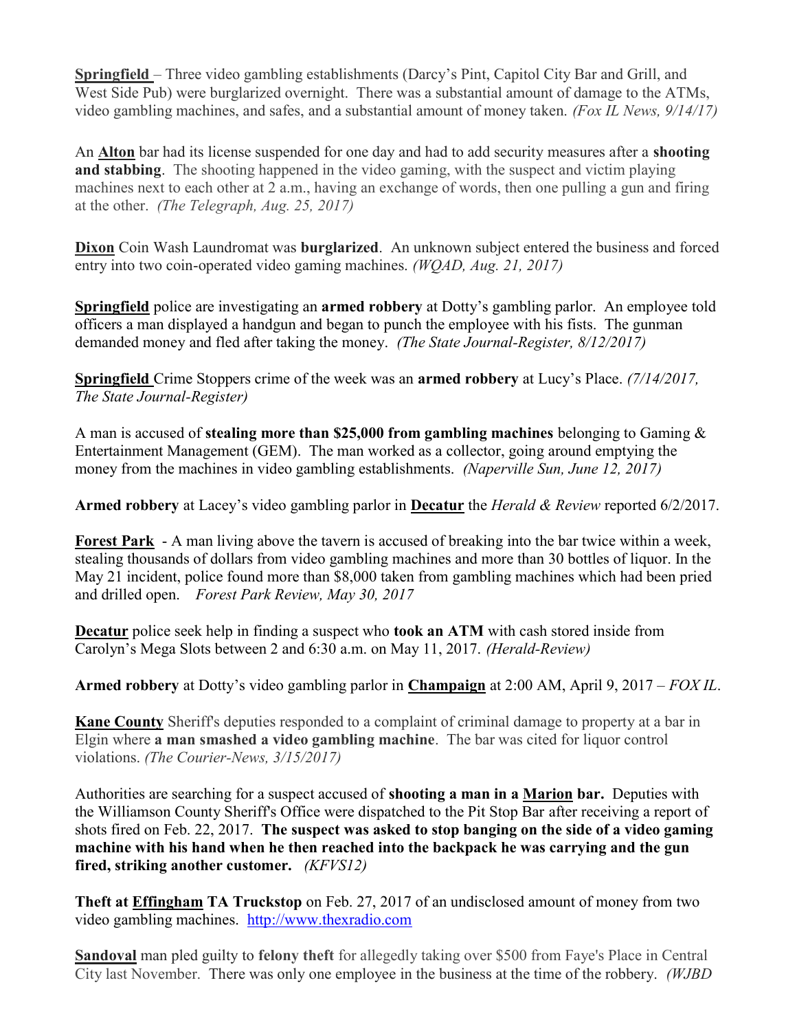**Springfield** – Three video gambling establishments (Darcy's Pint, Capitol City Bar and Grill, and West Side Pub) were burglarized overnight. There was a substantial amount of damage to the ATMs, video gambling machines, and safes, and a substantial amount of money taken. *(Fox IL News, 9/14/17)*

An **Alton** bar had its license suspended for one day and had to add security measures after a **shooting and stabbing**. The shooting happened in the video gaming, with the suspect and victim playing machines next to each other at 2 a.m., having an exchange of words, then one pulling a gun and firing at the other. *(The Telegraph, Aug. 25, 2017)*

**Dixon** Coin Wash Laundromat was **burglarized**. An unknown subject entered the business and forced entry into two coin-operated video gaming machines. *(WQAD, Aug. 21, 2017)*

**Springfield** police are investigating an **armed robbery** at Dotty's gambling parlor. An employee told officers a man displayed a handgun and began to punch the employee with his fists. The gunman demanded money and fled after taking the money. *(The State Journal-Register, 8/12/2017)*

**Springfield** Crime Stoppers crime of the week was an **armed robbery** at Lucy's Place. *(7/14/2017, The State Journal-Register)*

A man is accused of **stealing more than $25,000 from gambling machines** belonging to Gaming & Entertainment Management (GEM). The man worked as a collector, going around emptying the money from the machines in video gambling establishments. *(Naperville Sun, June 12, 2017)*

**Armed robbery** at Lacey's video gambling parlor in **Decatur** the *Herald & Review* reported 6/2/2017.

**Forest Park** - A man living above the tavern is accused of breaking into the bar twice within a week, stealing thousands of dollars from video gambling machines and more than 30 bottles of liquor. In the May 21 incident, police found more than $8,000 taken from gambling machines which had been pried and drilled open. *Forest Park Review, May 30, 2017*

**Decatur** police seek help in finding a suspect who **took an ATM** with cash stored inside from Carolyn's Mega Slots between 2 and 6:30 a.m. on May 11, 2017. *(Herald-Review)*

**Armed robbery** at Dotty's video gambling parlor in **Champaign** at 2:00 AM, April 9, 2017 – *FOX IL*.

**Kane County** Sheriff's deputies responded to a complaint of criminal damage to property at a bar in Elgin where **a man smashed a video gambling machine**. The bar was cited for liquor control violations. *(The Courier-News, 3/15/2017)*

Authorities are searching for a suspect accused of **shooting a man in a Marion bar.** Deputies with the Williamson County Sheriff's Office were dispatched to the Pit Stop Bar after receiving a report of shots fired on Feb. 22, 2017. **The suspect was asked to stop banging on the side of a video gaming machine with his hand when he then reached into the backpack he was carrying and the gun fired, striking another customer.** *(KFVS12)*

**Theft at Effingham TA Truckstop** on Feb. 27, 2017 of an undisclosed amount of money from two video gambling machines. http://www.thexradio.com

**Sandoval** man pled guilty to **felony theft** for allegedly taking over $500 from Faye's Place in Central City last November. There was only one employee in the business at the time of the robbery. *(WJBD*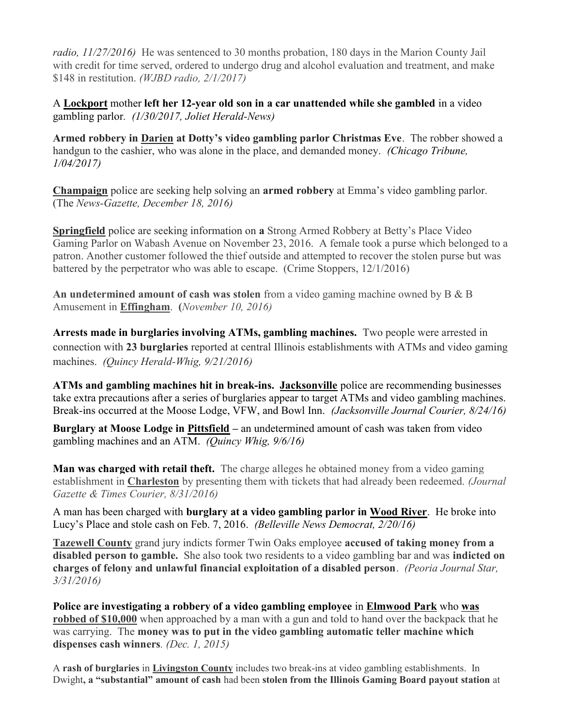*radio, 11/27/2016)* He was sentenced to 30 months probation, 180 days in the Marion County Jail with credit for time served, ordered to undergo drug and alcohol evaluation and treatment, and make $148 in restitution. *(WJBD radio, 2/1/2017)*

A **Lockport** mother **left her 12-year old son in a car unattended while she gambled** in a video gambling parlor. *(1/30/2017, Joliet Herald-News)*

**Armed robbery in Darien at Dotty's video gambling parlor Christmas Eve**. The robber showed a handgun to the cashier, who was alone in the place, and demanded money. *(Chicago Tribune, 1/04/2017)*

**Champaign** police are seeking help solving an **armed robbery** at Emma's video gambling parlor. (The *News-Gazette, December 18, 2016)*

**Springfield** police are seeking information on **a** Strong Armed Robbery at Betty's Place Video Gaming Parlor on Wabash Avenue on November 23, 2016. A female took a purse which belonged to a patron. Another customer followed the thief outside and attempted to recover the stolen purse but was battered by the perpetrator who was able to escape. (Crime Stoppers, 12/1/2016)

**An undetermined amount of cash was stolen** from a video gaming machine owned by B & B Amusement in **Effingham**. **(***November 10, 2016)*

**Arrests made in burglaries involving ATMs, gambling machines.** Two people were arrested in connection with **23 burglaries** reported at central Illinois establishments with ATMs and video gaming machines. *(Quincy Herald-Whig, 9/21/2016)*

**ATMs and gambling machines hit in break-ins. Jacksonville** police are recommending businesses take extra precautions after a series of burglaries appear to target ATMs and video gambling machines. Break-ins occurred at the Moose Lodge, VFW, and Bowl Inn. *(Jacksonville Journal Courier, 8/24/16)*

**Burglary at Moose Lodge in Pittsfield –** an undetermined amount of cash was taken from video gambling machines and an ATM. *(Quincy Whig, 9/6/16)*

**Man was charged with retail theft.** The charge alleges he obtained money from a video gaming establishment in **Charleston** by presenting them with tickets that had already been redeemed. *(Journal Gazette & Times Courier, 8/31/2016)*

A man has been charged with **burglary at a video gambling parlor in Wood River**. He broke into Lucy's Place and stole cash on Feb. 7, 2016. *(Belleville News Democrat, 2/20/16)*

**Tazewell County** grand jury indicts former Twin Oaks employee **accused of taking money from a disabled person to gamble.** She also took two residents to a video gambling bar and was **indicted on charges of felony and unlawful financial exploitation of a disabled person**. *(Peoria Journal Star, 3/31/2016)*

**Police are investigating a robbery of a video gambling employee** in **Elmwood Park** who **was robbed of $10,000** when approached by a man with a gun and told to hand over the backpack that he was carrying. The **money was to put in the video gambling automatic teller machine which dispenses cash winners***. (Dec. 1, 2015)*

A **rash of burglaries** in **Livingston County** includes two break-ins at video gambling establishments. In Dwight**, a "substantial" amount of cash** had been **stolen from the Illinois Gaming Board payout station** at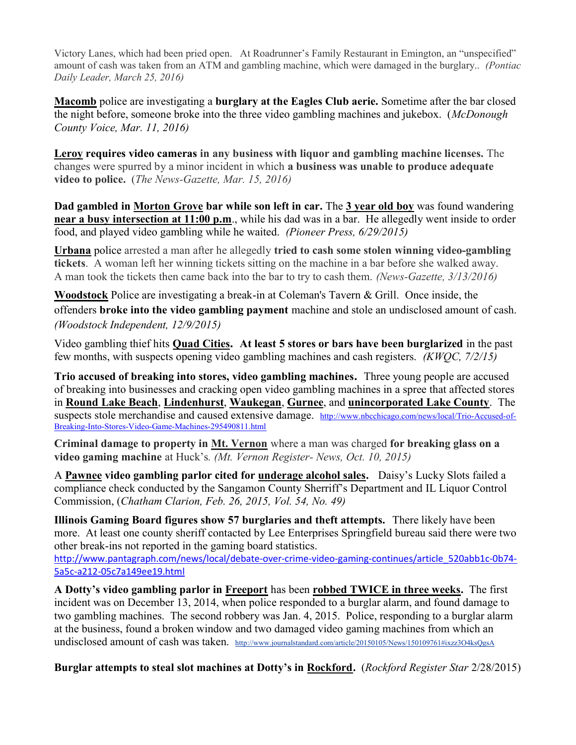Victory Lanes, which had been pried open. At Roadrunner's Family Restaurant in Emington, an "unspecified" amount of cash was taken from an ATM and gambling machine, which were damaged in the burglary.. *(Pontiac Daily Leader, March 25, 2016)*

**Macomb** police are investigating a **burglary at the Eagles Club aerie.** Sometime after the bar closed the night before, someone broke into the three video gambling machines and jukebox. (*McDonough County Voice, Mar. 11, 2016)*

**Leroy requires video cameras in any business with liquor and gambling machine licenses.** The changes were spurred by a minor incident in which **a business was unable to produce adequate video to police.** (*The News-Gazette, Mar. 15, 2016)*

**Dad gambled in Morton Grove bar while son left in car.** The **3 year old boy** was found wandering **near a busy intersection at 11:00 p.m**., while his dad was in a bar. He allegedly went inside to order food, and played video gambling while he waited. *(Pioneer Press, 6/29/2015)*

**Urbana** police arrested a man after he allegedly **tried to cash some stolen winning video-gambling tickets**. A woman left her winning tickets sitting on the machine in a bar before she walked away. A man took the tickets then came back into the bar to try to cash them. *(News-Gazette, 3/13/2016)*

**Woodstock** Police are investigating a break-in at Coleman's Tavern & Grill. Once inside, the offenders **broke into the video gambling payment** machine and stole an undisclosed amount of cash. *(Woodstock Independent, 12/9/2015)*

Video gambling thief hits **Quad Cities. At least 5 stores or bars have been burglarized** in the past few months, with suspects opening video gambling machines and cash registers. *(KWQC, 7/2/15)*

**Trio accused of breaking into stores, video gambling machines.** Three young people are accused of breaking into businesses and cracking open video gambling machines in a spree that affected stores in **Round Lake Beach**, **Lindenhurst**, **Waukegan**, **Gurnee**, and **unincorporated Lake County**. The suspects stole merchandise and caused extensive damage. http://www.nbcchicago.com/news/local/Trio-Accused-of-Breaking-Into-Stores-Video-Game-Machines-295490811.html

**Criminal damage to property in Mt. Vernon** where a man was charged **for breaking glass on a video gaming machine** at Huck's. *(Mt. Vernon Register- News, Oct. 10, 2015)*

A **Pawnee video gambling parlor cited for underage alcohol sales.** Daisy's Lucky Slots failed a compliance check conducted by the Sangamon County Sherriff's Department and IL Liquor Control Commission, (*Chatham Clarion, Feb. 26, 2015, Vol. 54, No. 49)*

**Illinois Gaming Board figures show 57 burglaries and theft attempts.** There likely have been more. At least one county sheriff contacted by Lee Enterprises Springfield bureau said there were two other break-ins not reported in the gaming board statistics.
http://www.pantagraph.com/news/local/debate-over-crime-video-gaming-continues/article_520abb1c-0b74-5a5c-a212-05c7a149ee19.html

**A Dotty's video gambling parlor in Freeport** has been **robbed TWICE in three weeks.** The first incident was on December 13, 2014, when police responded to a burglar alarm, and found damage to two gambling machines. The second robbery was Jan. 4, 2015. Police, responding to a burglar alarm at the business, found a broken window and two damaged video gaming machines from which an undisclosed amount of cash was taken. http://www.journalstandard.com/article/20150105/News/150109761#ixzz3O4ksQgsA

**Burglar attempts to steal slot machines at Dotty's in Rockford.** (*Rockford Register Star* 2/28/2015)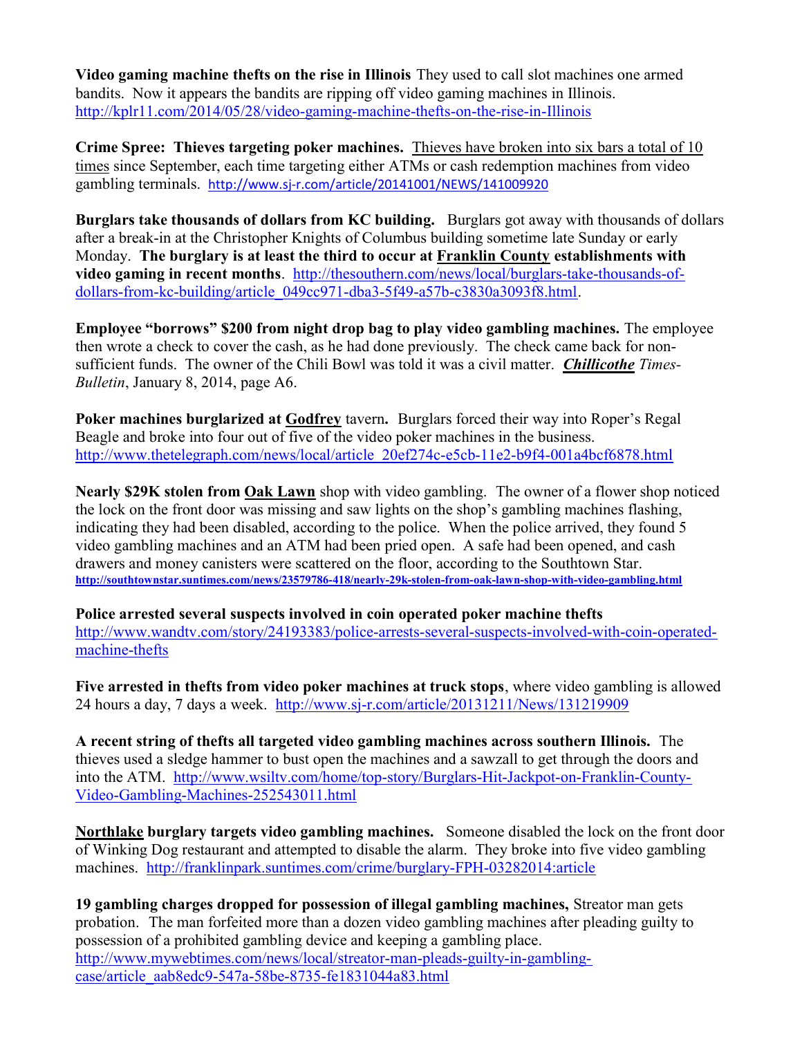**Video gaming machine thefts on the rise in Illinois** They used to call slot machines one armed bandits. Now it appears the bandits are ripping off video gaming machines in Illinois. http://kplr11.com/2014/05/28/video-gaming-machine-thefts-on-the-rise-in-Illinois

**Crime Spree: Thieves targeting poker machines.** Thieves have broken into six bars a total of 10 times since September, each time targeting either ATMs or cash redemption machines from video gambling terminals. http://www.sj-r.com/article/20141001/NEWS/141009920

**Burglars take thousands of dollars from KC building.** Burglars got away with thousands of dollars after a break-in at the Christopher Knights of Columbus building sometime late Sunday or early Monday. **The burglary is at least the third to occur at Franklin County establishments with video gaming in recent months**. http://thesouthern.com/news/local/burglars-take-thousands-of-dollars-from-kc-building/article_049cc971-dba3-5f49-a57b-c3830a3093f8.html.

**Employee "borrows" $200 from night drop bag to play video gambling machines.** The employee then wrote a check to cover the cash, as he had done previously. The check came back for non-sufficient funds. The owner of the Chili Bowl was told it was a civil matter. ***Chillicothe*** *Times-Bulletin*, January 8, 2014, page A6.

**Poker machines burglarized at Godfrey tavern.** Burglars forced their way into Roper's Regal Beagle and broke into four out of five of the video poker machines in the business. http://www.thetelegraph.com/news/local/article_20ef274c-e5cb-11e2-b9f4-001a4bcf6878.html

**Nearly $29K stolen from Oak Lawn** shop with video gambling. The owner of a flower shop noticed the lock on the front door was missing and saw lights on the shop's gambling machines flashing, indicating they had been disabled, according to the police. When the police arrived, they found 5 video gambling machines and an ATM had been pried open. A safe had been opened, and cash drawers and money canisters were scattered on the floor, according to the Southtown Star. http://southtownstar.suntimes.com/news/23579786-418/nearly-29k-stolen-from-oak-lawn-shop-with-video-gambling.html

**Police arrested several suspects involved in coin operated poker machine thefts** http://www.wandtv.com/story/24193383/police-arrests-several-suspects-involved-with-coin-operated-machine-thefts

**Five arrested in thefts from video poker machines at truck stops**, where video gambling is allowed 24 hours a day, 7 days a week. http://www.sj-r.com/article/20131211/News/131219909

**A recent string of thefts all targeted video gambling machines across southern Illinois.** The thieves used a sledge hammer to bust open the machines and a sawzall to get through the doors and into the ATM. http://www.wsiltv.com/home/top-story/Burglars-Hit-Jackpot-on-Franklin-County-Video-Gambling-Machines-252543011.html

**Northlake burglary targets video gambling machines.** Someone disabled the lock on the front door of Winking Dog restaurant and attempted to disable the alarm. They broke into five video gambling machines. http://franklinpark.suntimes.com/crime/burglary-FPH-03282014:article

**19 gambling charges dropped for possession of illegal gambling machines,** Streator man gets probation. The man forfeited more than a dozen video gambling machines after pleading guilty to possession of a prohibited gambling device and keeping a gambling place. http://www.mywebtimes.com/news/local/streator-man-pleads-guilty-in-gambling-case/article_aab8edc9-547a-58be-8735-fe1831044a83.html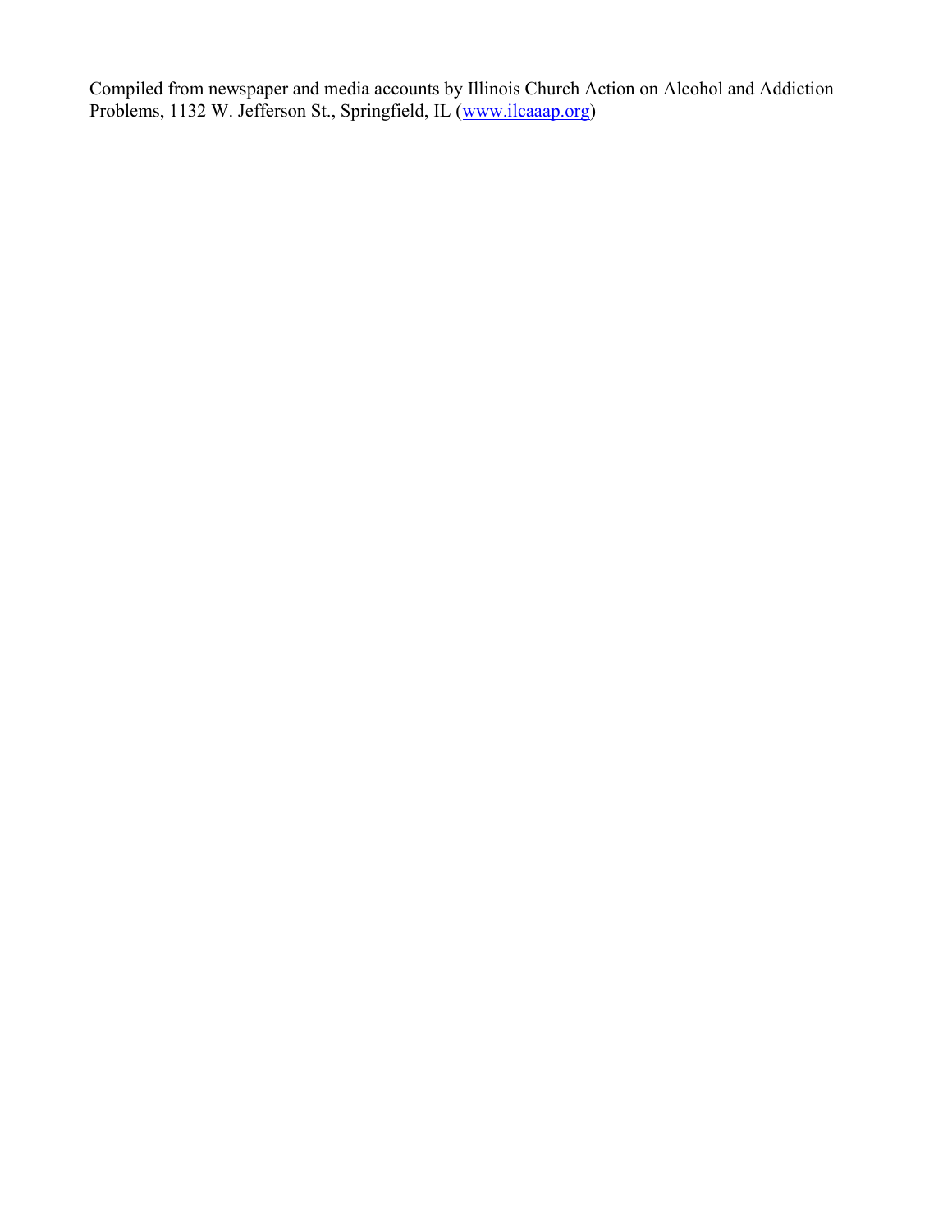Compiled from newspaper and media accounts by Illinois Church Action on Alcohol and Addiction Problems, 1132 W. Jefferson St., Springfield, IL ([www.ilcaaap.org](http://www.ilcaaap.org))